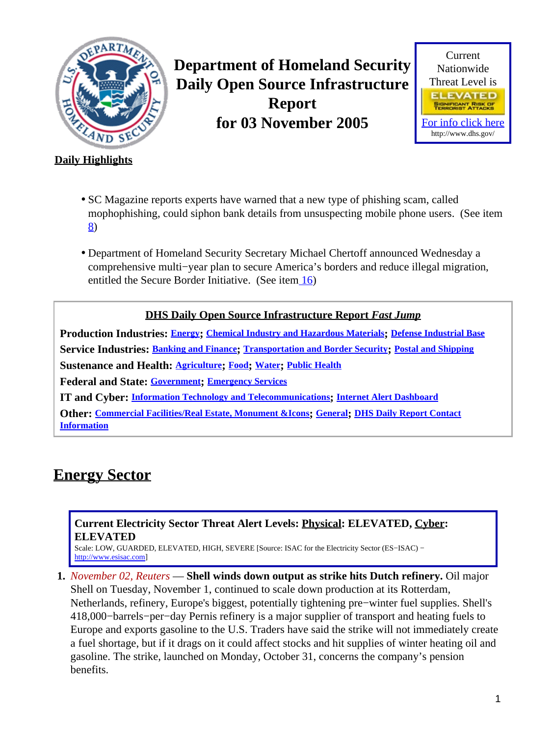# Department of Homeland Security Daily Open Source Infrastructure Report for 03 November 2005

Current Nationwide Threat Level is

ELEVATED

SIGNIFICANT RISK OF TERRORIST ATTACKS

For info click here

http://www.dhs.gov/

**Daily Highlights**

- SC Magazine reports experts have warned that a new type of phishing scam, called mophophishing, could siphon bank details from unsuspecting mobile phone users. (See item 8)
- Department of Homeland Security Secretary Michael Chertoff announced Wednesday a comprehensive multi−year plan to secure America's borders and reduce illegal migration, entitled the Secure Border Initiative. (See item 16)

**DHS Daily Open Source Infrastructure Report *Fast Jump***

**Production Industries:** Energy; Chemical Industry and Hazardous Materials; Defense Industrial Base

**Service Industries:** Banking and Finance; Transportation and Border Security; Postal and Shipping

**Sustenance and Health:** Agriculture; Food; Water; Public Health

**Federal and State:** Government; Emergency Services

**IT and Cyber:** Information Technology and Telecommunications; Internet Alert Dashboard

**Other:** Commercial Facilities/Real Estate, Monument &Icons; General; DHS Daily Report Contact Information

## Energy Sector

**Current Electricity Sector Threat Alert Levels: Physical: ELEVATED, Cyber: ELEVATED**

Scale: LOW, GUARDED, ELEVATED, HIGH, SEVERE [Source: ISAC for the Electricity Sector (ES−ISAC) − http://www.esisac.com]

1. *November 02, Reuters* — **Shell winds down output as strike hits Dutch refinery.** Oil major Shell on Tuesday, November 1, continued to scale down production at its Rotterdam, Netherlands, refinery, Europe's biggest, potentially tightening pre−winter fuel supplies. Shell's 418,000−barrels−per−day Pernis refinery is a major supplier of transport and heating fuels to Europe and exports gasoline to the U.S. Traders have said the strike will not immediately create a fuel shortage, but if it drags on it could affect stocks and hit supplies of winter heating oil and gasoline. The strike, launched on Monday, October 31, concerns the company's pension benefits.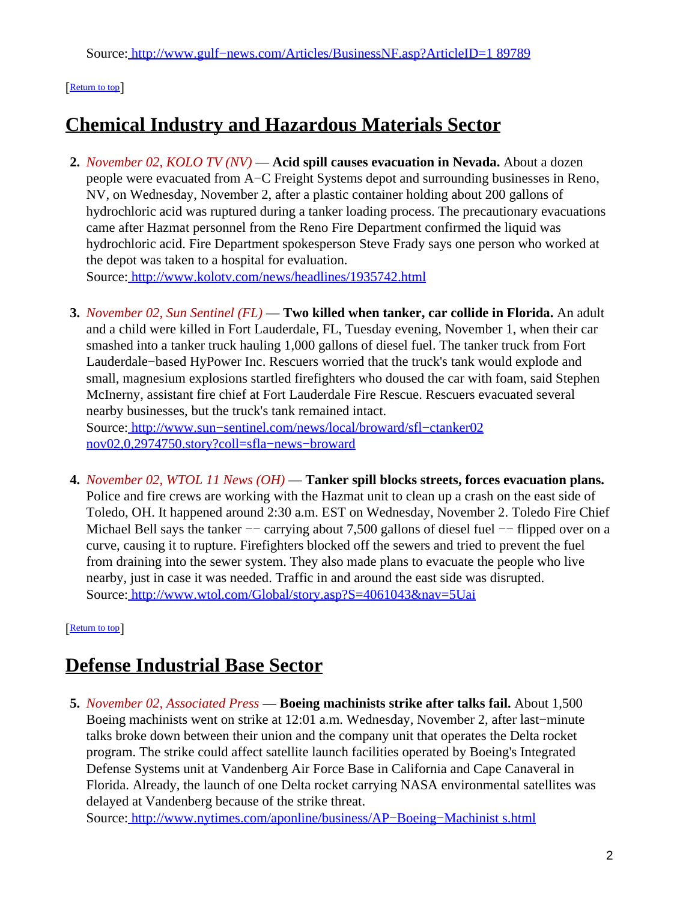Source: [http://www.gulf−news.com/Articles/BusinessNF.asp?ArticleID=1 89789](http://www.gulf-news.com/Articles/BusinessNF.asp?ArticleID=189789)

[[Return to top](#top)]

## Chemical Industry and Hazardous Materials Sector

2. *November 02, KOLO TV (NV)* — **Acid spill causes evacuation in Nevada.** About a dozen people were evacuated from A−C Freight Systems depot and surrounding businesses in Reno, NV, on Wednesday, November 2, after a plastic container holding about 200 gallons of hydrochloric acid was ruptured during a tanker loading process. The precautionary evacuations came after Hazmat personnel from the Reno Fire Department confirmed the liquid was hydrochloric acid. Fire Department spokesperson Steve Frady says one person who worked at the depot was taken to a hospital for evaluation.
   Source: [http://www.kolotv.com/news/headlines/1935742.html](http://www.kolotv.com/news/headlines/1935742.html)

3. *November 02, Sun Sentinel (FL)* — **Two killed when tanker, car collide in Florida.** An adult and a child were killed in Fort Lauderdale, FL, Tuesday evening, November 1, when their car smashed into a tanker truck hauling 1,000 gallons of diesel fuel. The tanker truck from Fort Lauderdale−based HyPower Inc. Rescuers worried that the truck's tank would explode and small, magnesium explosions startled firefighters who doused the car with foam, said Stephen McInerny, assistant fire chief at Fort Lauderdale Fire Rescue. Rescuers evacuated several nearby businesses, but the truck's tank remained intact.
   Source: [http://www.sun−sentinel.com/news/local/broward/sfl−ctanker02 nov02,0,2974750.story?coll=sfla−news−broward](http://www.sun-sentinel.com/news/local/broward/sfl-ctanker02nov02,0,2974750.story?coll=sfla-news-broward)

4. *November 02, WTOL 11 News (OH)* — **Tanker spill blocks streets, forces evacuation plans.** Police and fire crews are working with the Hazmat unit to clean up a crash on the east side of Toledo, OH. It happened around 2:30 a.m. EST on Wednesday, November 2. Toledo Fire Chief Michael Bell says the tanker −− carrying about 7,500 gallons of diesel fuel −− flipped over on a curve, causing it to rupture. Firefighters blocked off the sewers and tried to prevent the fuel from draining into the sewer system. They also made plans to evacuate the people who live nearby, just in case it was needed. Traffic in and around the east side was disrupted.
   Source: [http://www.wtol.com/Global/story.asp?S=4061043&nav=5Uai](http://www.wtol.com/Global/story.asp?S=4061043&nav=5Uai)

[[Return to top](#top)]

## Defense Industrial Base Sector

5. *November 02, Associated Press* — **Boeing machinists strike after talks fail.** About 1,500 Boeing machinists went on strike at 12:01 a.m. Wednesday, November 2, after last−minute talks broke down between their union and the company unit that operates the Delta rocket program. The strike could affect satellite launch facilities operated by Boeing's Integrated Defense Systems unit at Vandenberg Air Force Base in California and Cape Canaveral in Florida. Already, the launch of one Delta rocket carrying NASA environmental satellites was delayed at Vandenberg because of the strike threat.
   Source: [http://www.nytimes.com/aponline/business/AP−Boeing−Machinist s.html](http://www.nytimes.com/aponline/business/AP-Boeing-Machinists.html)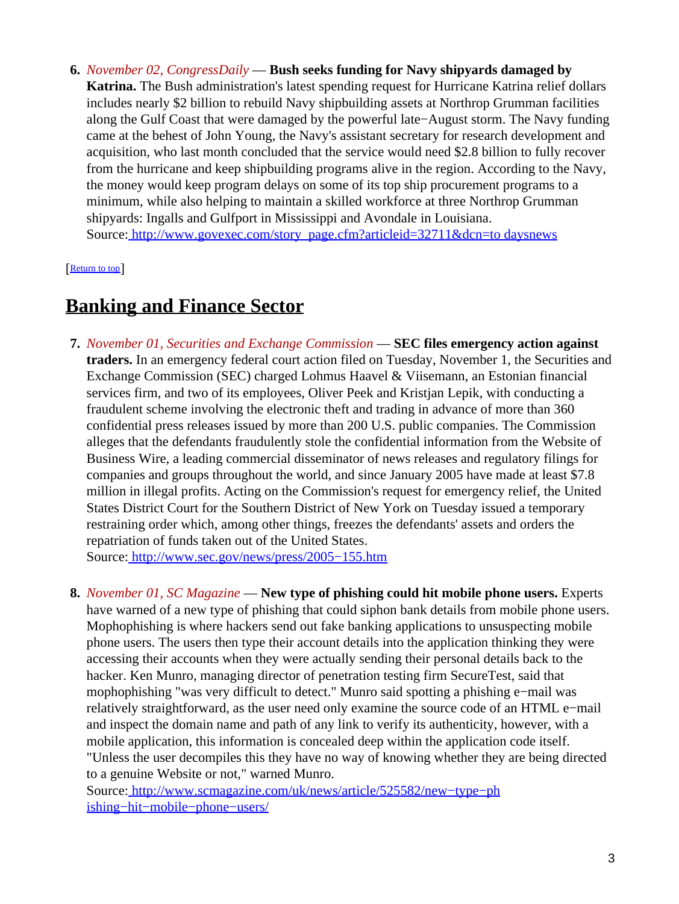6. *November 02, CongressDaily* — **Bush seeks funding for Navy shipyards damaged by Katrina.** The Bush administration's latest spending request for Hurricane Katrina relief dollars includes nearly $2 billion to rebuild Navy shipbuilding assets at Northrop Grumman facilities along the Gulf Coast that were damaged by the powerful late−August storm. The Navy funding came at the behest of John Young, the Navy's assistant secretary for research development and acquisition, who last month concluded that the service would need $2.8 billion to fully recover from the hurricane and keep shipbuilding programs alive in the region. According to the Navy, the money would keep program delays on some of its top ship procurement programs to a minimum, while also helping to maintain a skilled workforce at three Northrop Grumman shipyards: Ingalls and Gulfport in Mississippi and Avondale in Louisiana.
   Source: [http://www.govexec.com/story_page.cfm?articleid=32711&dcn=to daysnews](http://www.govexec.com/story_page.cfm?articleid=32711&dcn=todaysnews)

[[Return to top](#top)]

## Banking and Finance Sector

7. *November 01, Securities and Exchange Commission* — **SEC files emergency action against traders.** In an emergency federal court action filed on Tuesday, November 1, the Securities and Exchange Commission (SEC) charged Lohmus Haavel & Viisemann, an Estonian financial services firm, and two of its employees, Oliver Peek and Kristjan Lepik, with conducting a fraudulent scheme involving the electronic theft and trading in advance of more than 360 confidential press releases issued by more than 200 U.S. public companies. The Commission alleges that the defendants fraudulently stole the confidential information from the Website of Business Wire, a leading commercial disseminator of news releases and regulatory filings for companies and groups throughout the world, and since January 2005 have made at least $7.8 million in illegal profits. Acting on the Commission's request for emergency relief, the United States District Court for the Southern District of New York on Tuesday issued a temporary restraining order which, among other things, freezes the defendants' assets and orders the repatriation of funds taken out of the United States.
   Source: [http://www.sec.gov/news/press/2005−155.htm](http://www.sec.gov/news/press/2005-155.htm)

8. *November 01, SC Magazine* — **New type of phishing could hit mobile phone users.** Experts have warned of a new type of phishing that could siphon bank details from mobile phone users. Mophophishing is where hackers send out fake banking applications to unsuspecting mobile phone users. The users then type their account details into the application thinking they were accessing their accounts when they were actually sending their personal details back to the hacker. Ken Munro, managing director of penetration testing firm SecureTest, said that mophophishing "was very difficult to detect." Munro said spotting a phishing e−mail was relatively straightforward, as the user need only examine the source code of an HTML e−mail and inspect the domain name and path of any link to verify its authenticity, however, with a mobile application, this information is concealed deep within the application code itself. "Unless the user decompiles this they have no way of knowing whether they are being directed to a genuine Website or not," warned Munro.
   Source: [http://www.scmagazine.com/uk/news/article/525582/new−type−ph ishing−hit−mobile−phone−users/](http://www.scmagazine.com/uk/news/article/525582/new-type-phishing-hit-mobile-phone-users/)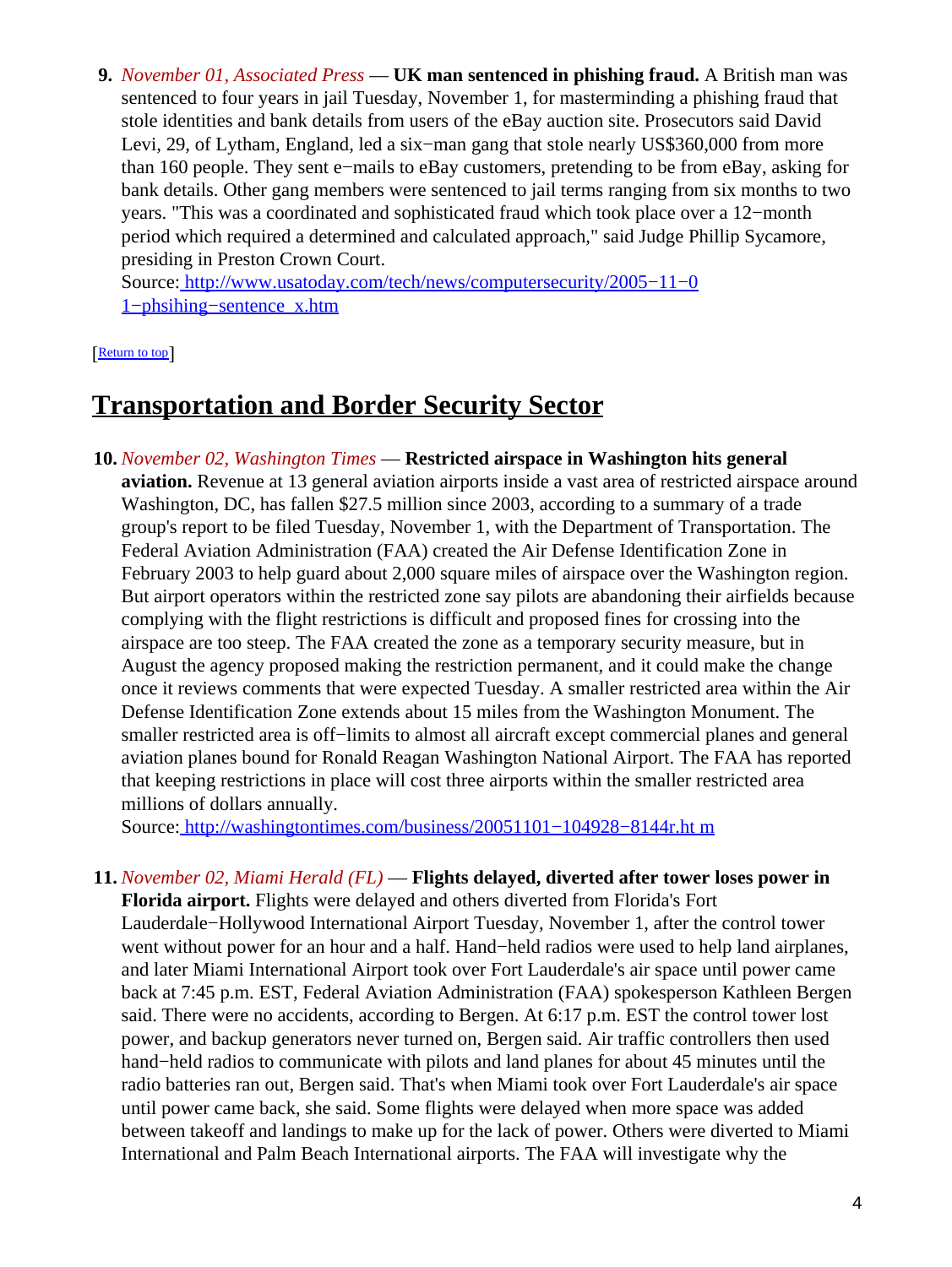9. *November 01, Associated Press* — **UK man sentenced in phishing fraud.** A British man was sentenced to four years in jail Tuesday, November 1, for masterminding a phishing fraud that stole identities and bank details from users of the eBay auction site. Prosecutors said David Levi, 29, of Lytham, England, led a six−man gang that stole nearly US$360,000 from more than 160 people. They sent e−mails to eBay customers, pretending to be from eBay, asking for bank details. Other gang members were sentenced to jail terms ranging from six months to two years. "This was a coordinated and sophisticated fraud which took place over a 12−month period which required a determined and calculated approach," said Judge Phillip Sycamore, presiding in Preston Crown Court.
   Source: http://www.usatoday.com/tech/news/computersecurity/2005−11−01−phsihing−sentence_x.htm

[Return to top]

## Transportation and Border Security Sector

10. *November 02, Washington Times* — **Restricted airspace in Washington hits general aviation.** Revenue at 13 general aviation airports inside a vast area of restricted airspace around Washington, DC, has fallen $27.5 million since 2003, according to a summary of a trade group's report to be filed Tuesday, November 1, with the Department of Transportation. The Federal Aviation Administration (FAA) created the Air Defense Identification Zone in February 2003 to help guard about 2,000 square miles of airspace over the Washington region. But airport operators within the restricted zone say pilots are abandoning their airfields because complying with the flight restrictions is difficult and proposed fines for crossing into the airspace are too steep. The FAA created the zone as a temporary security measure, but in August the agency proposed making the restriction permanent, and it could make the change once it reviews comments that were expected Tuesday. A smaller restricted area within the Air Defense Identification Zone extends about 15 miles from the Washington Monument. The smaller restricted area is off−limits to almost all aircraft except commercial planes and general aviation planes bound for Ronald Reagan Washington National Airport. The FAA has reported that keeping restrictions in place will cost three airports within the smaller restricted area millions of dollars annually.
    Source: http://washingtontimes.com/business/20051101−104928−8144r.htm

11. *November 02, Miami Herald (FL)* — **Flights delayed, diverted after tower loses power in Florida airport.** Flights were delayed and others diverted from Florida's Fort Lauderdale−Hollywood International Airport Tuesday, November 1, after the control tower went without power for an hour and a half. Hand−held radios were used to help land airplanes, and later Miami International Airport took over Fort Lauderdale's air space until power came back at 7:45 p.m. EST, Federal Aviation Administration (FAA) spokesperson Kathleen Bergen said. There were no accidents, according to Bergen. At 6:17 p.m. EST the control tower lost power, and backup generators never turned on, Bergen said. Air traffic controllers then used hand−held radios to communicate with pilots and land planes for about 45 minutes until the radio batteries ran out, Bergen said. That's when Miami took over Fort Lauderdale's air space until power came back, she said. Some flights were delayed when more space was added between takeoff and landings to make up for the lack of power. Others were diverted to Miami International and Palm Beach International airports. The FAA will investigate why the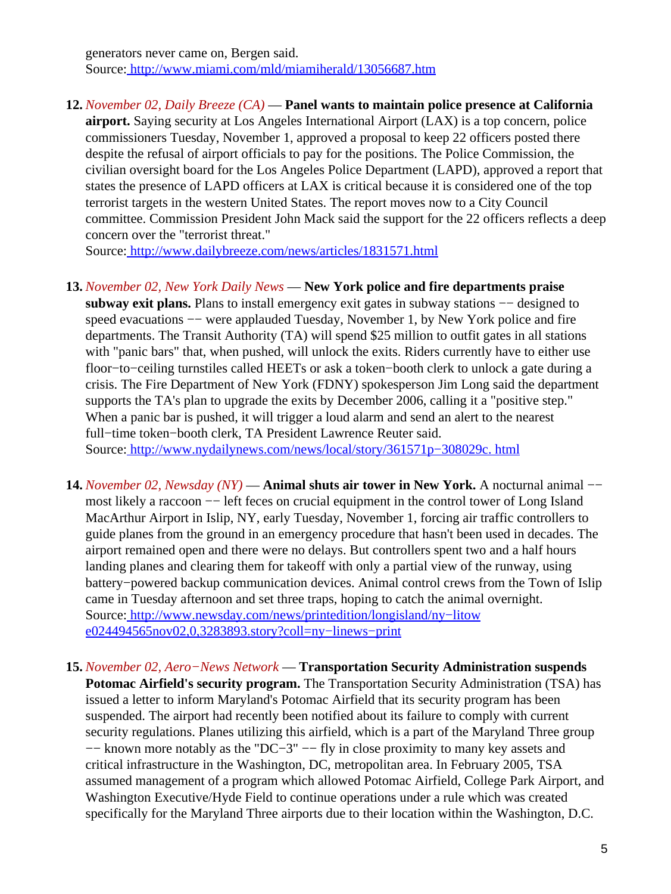generators never came on, Bergen said.
Source: http://www.miami.com/mld/miamiherald/13056687.htm

12. *November 02, Daily Breeze (CA)* — **Panel wants to maintain police presence at California airport.** Saying security at Los Angeles International Airport (LAX) is a top concern, police commissioners Tuesday, November 1, approved a proposal to keep 22 officers posted there despite the refusal of airport officials to pay for the positions. The Police Commission, the civilian oversight board for the Los Angeles Police Department (LAPD), approved a report that states the presence of LAPD officers at LAX is critical because it is considered one of the top terrorist targets in the western United States. The report moves now to a City Council committee. Commission President John Mack said the support for the 22 officers reflects a deep concern over the "terrorist threat."
Source: http://www.dailybreeze.com/news/articles/1831571.html

13. *November 02, New York Daily News* — **New York police and fire departments praise subway exit plans.** Plans to install emergency exit gates in subway stations −− designed to speed evacuations −− were applauded Tuesday, November 1, by New York police and fire departments. The Transit Authority (TA) will spend $25 million to outfit gates in all stations with "panic bars" that, when pushed, will unlock the exits. Riders currently have to either use floor−to−ceiling turnstiles called HEETs or ask a token−booth clerk to unlock a gate during a crisis. The Fire Department of New York (FDNY) spokesperson Jim Long said the department supports the TA's plan to upgrade the exits by December 2006, calling it a "positive step." When a panic bar is pushed, it will trigger a loud alarm and send an alert to the nearest full−time token−booth clerk, TA President Lawrence Reuter said.
Source: http://www.nydailynews.com/news/local/story/361571p−308029c. html

14. *November 02, Newsday (NY)* — **Animal shuts air tower in New York.** A nocturnal animal −− most likely a raccoon −− left feces on crucial equipment in the control tower of Long Island MacArthur Airport in Islip, NY, early Tuesday, November 1, forcing air traffic controllers to guide planes from the ground in an emergency procedure that hasn't been used in decades. The airport remained open and there were no delays. But controllers spent two and a half hours landing planes and clearing them for takeoff with only a partial view of the runway, using battery−powered backup communication devices. Animal control crews from the Town of Islip came in Tuesday afternoon and set three traps, hoping to catch the animal overnight.
Source: http://www.newsday.com/news/printedition/longisland/ny−litow e024494565nov02,0,3283893.story?coll=ny−linews−print

15. *November 02, Aero−News Network* — **Transportation Security Administration suspends Potomac Airfield's security program.** The Transportation Security Administration (TSA) has issued a letter to inform Maryland's Potomac Airfield that its security program has been suspended. The airport had recently been notified about its failure to comply with current security regulations. Planes utilizing this airfield, which is a part of the Maryland Three group −− known more notably as the "DC−3" −− fly in close proximity to many key assets and critical infrastructure in the Washington, DC, metropolitan area. In February 2005, TSA assumed management of a program which allowed Potomac Airfield, College Park Airport, and Washington Executive/Hyde Field to continue operations under a rule which was created specifically for the Maryland Three airports due to their location within the Washington, D.C.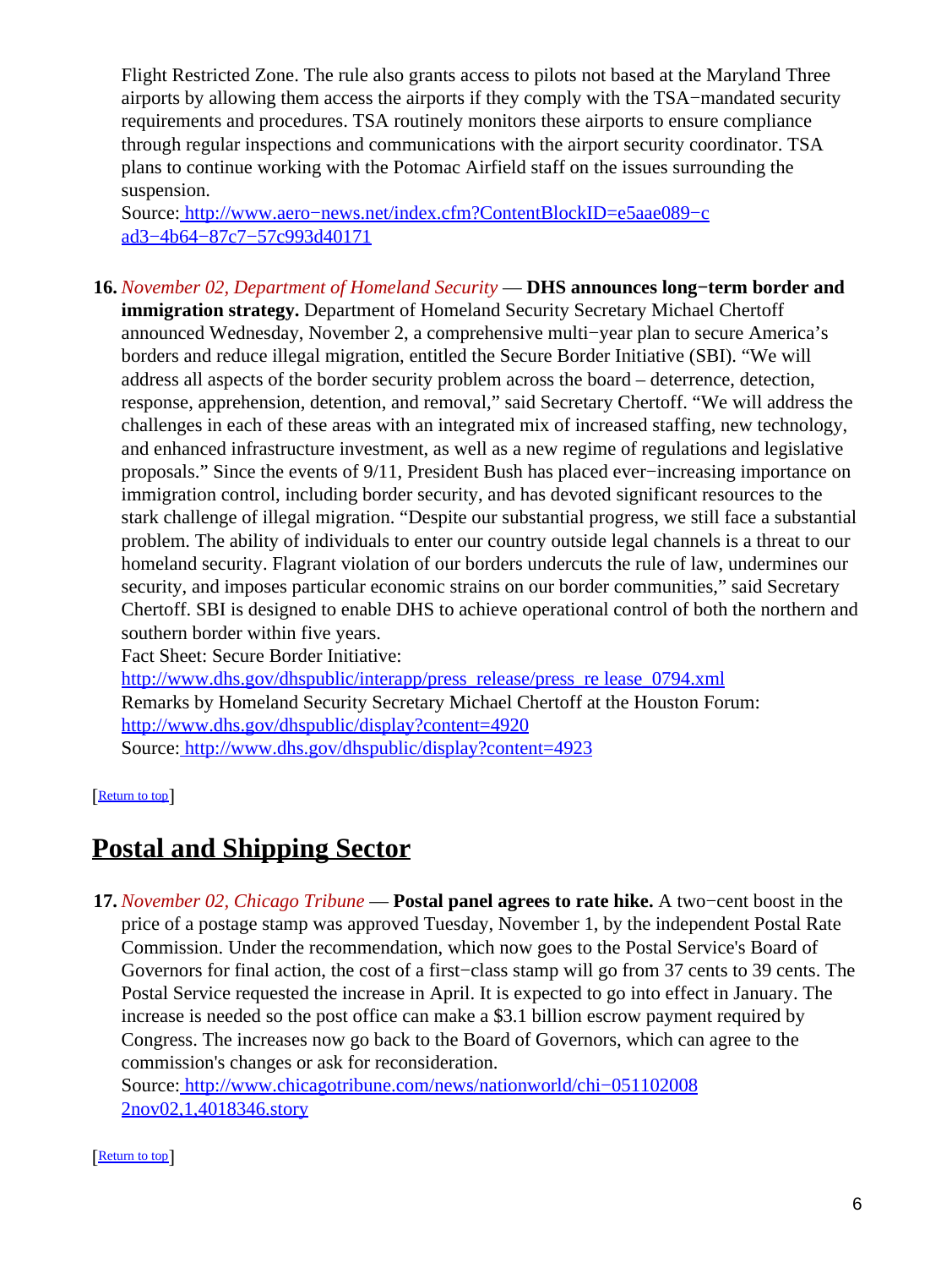Flight Restricted Zone. The rule also grants access to pilots not based at the Maryland Three airports by allowing them access the airports if they comply with the TSA−mandated security requirements and procedures. TSA routinely monitors these airports to ensure compliance through regular inspections and communications with the airport security coordinator. TSA plans to continue working with the Potomac Airfield staff on the issues surrounding the suspension.
Source: [http://www.aero−news.net/index.cfm?ContentBlockID=e5aae089−cad3−4b64−87c7−57c993d40171](http://www.aero-news.net/index.cfm?ContentBlockID=e5aae089-cad3-4b64-87c7-57c993d40171)

16. *November 02, Department of Homeland Security* — **DHS announces long−term border and immigration strategy.** Department of Homeland Security Secretary Michael Chertoff announced Wednesday, November 2, a comprehensive multi−year plan to secure America's borders and reduce illegal migration, entitled the Secure Border Initiative (SBI). "We will address all aspects of the border security problem across the board – deterrence, detection, response, apprehension, detention, and removal," said Secretary Chertoff. "We will address the challenges in each of these areas with an integrated mix of increased staffing, new technology, and enhanced infrastructure investment, as well as a new regime of regulations and legislative proposals." Since the events of 9/11, President Bush has placed ever−increasing importance on immigration control, including border security, and has devoted significant resources to the stark challenge of illegal migration. "Despite our substantial progress, we still face a substantial problem. The ability of individuals to enter our country outside legal channels is a threat to our homeland security. Flagrant violation of our borders undercuts the rule of law, undermines our security, and imposes particular economic strains on our border communities," said Secretary Chertoff. SBI is designed to enable DHS to achieve operational control of both the northern and southern border within five years.
Fact Sheet: Secure Border Initiative:
[http://www.dhs.gov/dhspublic/interapp/press_release/press_re lease_0794.xml](http://www.dhs.gov/dhspublic/interapp/press_release/press_release_0794.xml)
Remarks by Homeland Security Secretary Michael Chertoff at the Houston Forum:
[http://www.dhs.gov/dhspublic/display?content=4920](http://www.dhs.gov/dhspublic/display?content=4920)
Source: [http://www.dhs.gov/dhspublic/display?content=4923](http://www.dhs.gov/dhspublic/display?content=4923)

[Return to top]

## Postal and Shipping Sector

17. *November 02, Chicago Tribune* — **Postal panel agrees to rate hike.** A two−cent boost in the price of a postage stamp was approved Tuesday, November 1, by the independent Postal Rate Commission. Under the recommendation, which now goes to the Postal Service's Board of Governors for final action, the cost of a first−class stamp will go from 37 cents to 39 cents. The Postal Service requested the increase in April. It is expected to go into effect in January. The increase is needed so the post office can make a $3.1 billion escrow payment required by Congress. The increases now go back to the Board of Governors, which can agree to the commission's changes or ask for reconsideration.
Source: [http://www.chicagotribune.com/news/nationworld/chi−0511020082nov02,1,4018346.story](http://www.chicagotribune.com/news/nationworld/chi-0511020082nov02,1,4018346.story)

[Return to top]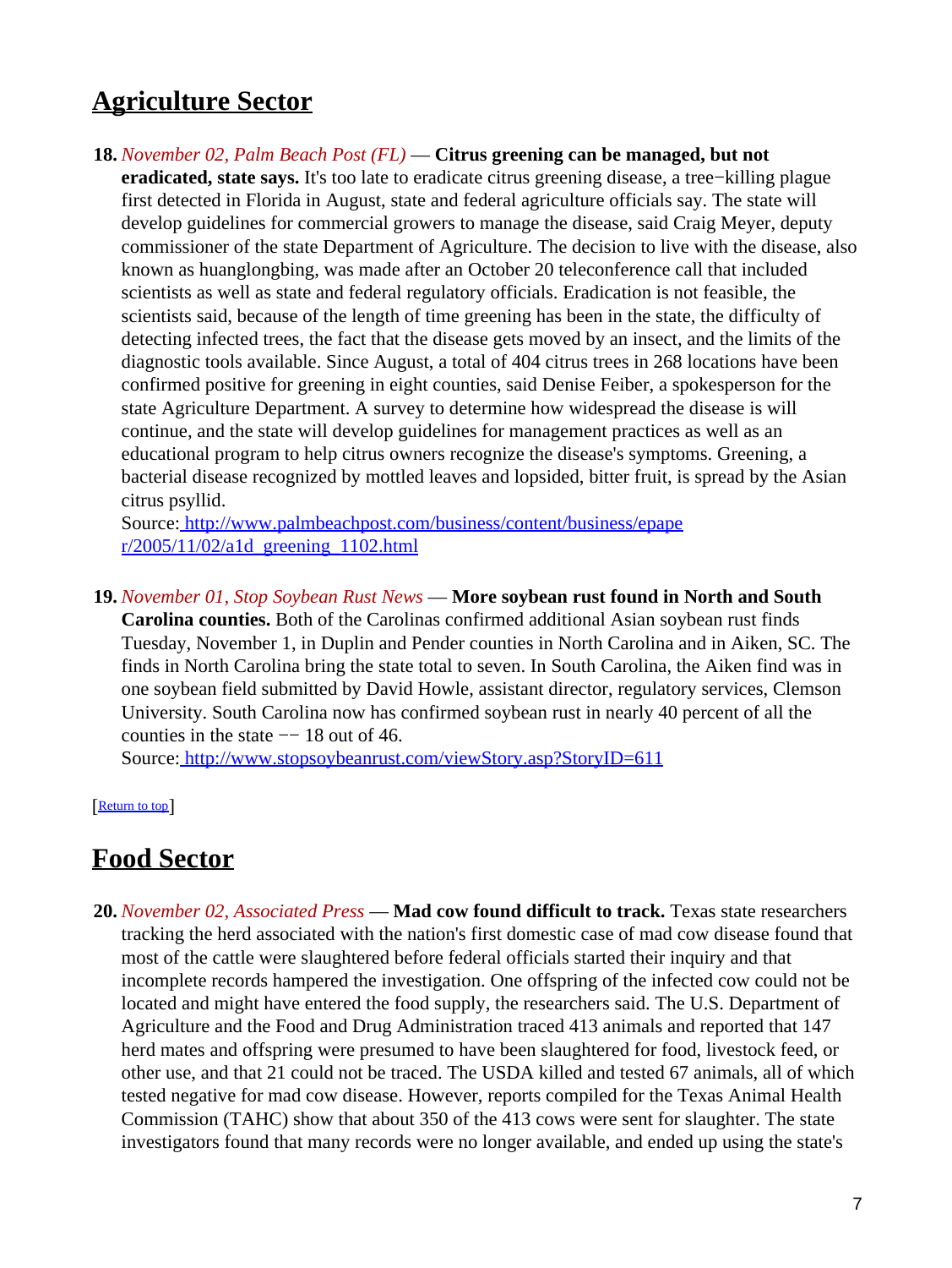## Agriculture Sector

18. *November 02, Palm Beach Post (FL)* — **Citrus greening can be managed, but not eradicated, state says.** It's too late to eradicate citrus greening disease, a tree−killing plague first detected in Florida in August, state and federal agriculture officials say. The state will develop guidelines for commercial growers to manage the disease, said Craig Meyer, deputy commissioner of the state Department of Agriculture. The decision to live with the disease, also known as huanglongbing, was made after an October 20 teleconference call that included scientists as well as state and federal regulatory officials. Eradication is not feasible, the scientists said, because of the length of time greening has been in the state, the difficulty of detecting infected trees, the fact that the disease gets moved by an insect, and the limits of the diagnostic tools available. Since August, a total of 404 citrus trees in 268 locations have been confirmed positive for greening in eight counties, said Denise Feiber, a spokesperson for the state Agriculture Department. A survey to determine how widespread the disease is will continue, and the state will develop guidelines for management practices as well as an educational program to help citrus owners recognize the disease's symptoms. Greening, a bacterial disease recognized by mottled leaves and lopsided, bitter fruit, is spread by the Asian citrus psyllid.
Source: [http://www.palmbeachpost.com/business/content/business/epaper/2005/11/02/a1d_greening_1102.html](http://www.palmbeachpost.com/business/content/business/epaper/2005/11/02/a1d_greening_1102.html)

19. *November 01, Stop Soybean Rust News* — **More soybean rust found in North and South Carolina counties.** Both of the Carolinas confirmed additional Asian soybean rust finds Tuesday, November 1, in Duplin and Pender counties in North Carolina and in Aiken, SC. The finds in North Carolina bring the state total to seven. In South Carolina, the Aiken find was in one soybean field submitted by David Howle, assistant director, regulatory services, Clemson University. South Carolina now has confirmed soybean rust in nearly 40 percent of all the counties in the state −− 18 out of 46.
Source: [http://www.stopsoybeanrust.com/viewStory.asp?StoryID=611](http://www.stopsoybeanrust.com/viewStory.asp?StoryID=611)

[Return to top]

## Food Sector

20. *November 02, Associated Press* — **Mad cow found difficult to track.** Texas state researchers tracking the herd associated with the nation's first domestic case of mad cow disease found that most of the cattle were slaughtered before federal officials started their inquiry and that incomplete records hampered the investigation. One offspring of the infected cow could not be located and might have entered the food supply, the researchers said. The U.S. Department of Agriculture and the Food and Drug Administration traced 413 animals and reported that 147 herd mates and offspring were presumed to have been slaughtered for food, livestock feed, or other use, and that 21 could not be traced. The USDA killed and tested 67 animals, all of which tested negative for mad cow disease. However, reports compiled for the Texas Animal Health Commission (TAHC) show that about 350 of the 413 cows were sent for slaughter. The state investigators found that many records were no longer available, and ended up using the state's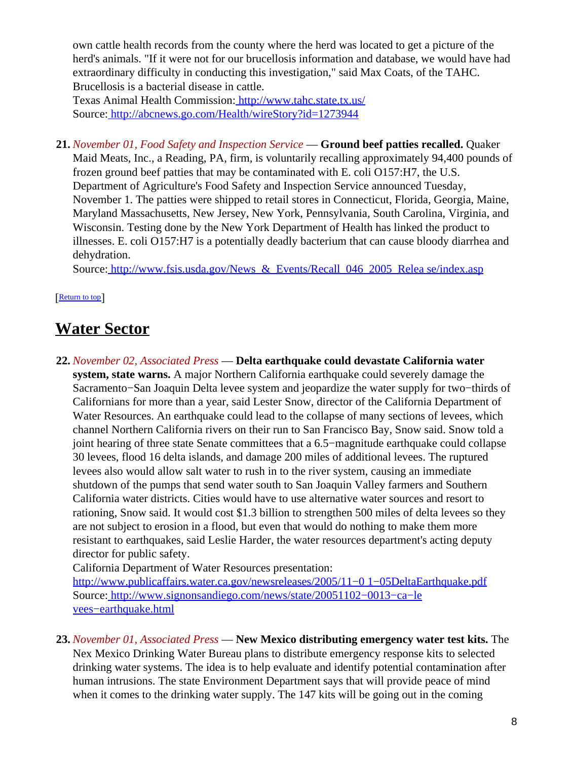own cattle health records from the county where the herd was located to get a picture of the herd's animals. "If it were not for our brucellosis information and database, we would have had extraordinary difficulty in conducting this investigation," said Max Coats, of the TAHC. Brucellosis is a bacterial disease in cattle.
Texas Animal Health Commission: http://www.tahc.state.tx.us/
Source: http://abcnews.go.com/Health/wireStory?id=1273944

21. *November 01, Food Safety and Inspection Service* — **Ground beef patties recalled.** Quaker Maid Meats, Inc., a Reading, PA, firm, is voluntarily recalling approximately 94,400 pounds of frozen ground beef patties that may be contaminated with E. coli O157:H7, the U.S. Department of Agriculture's Food Safety and Inspection Service announced Tuesday, November 1. The patties were shipped to retail stores in Connecticut, Florida, Georgia, Maine, Maryland Massachusetts, New Jersey, New York, Pennsylvania, South Carolina, Virginia, and Wisconsin. Testing done by the New York Department of Health has linked the product to illnesses. E. coli O157:H7 is a potentially deadly bacterium that can cause bloody diarrhea and dehydration.
Source: http://www.fsis.usda.gov/News_&_Events/Recall_046_2005_Relea se/index.asp

[Return to top]

# Water Sector

22. *November 02, Associated Press* — **Delta earthquake could devastate California water system, state warns.** A major Northern California earthquake could severely damage the Sacramento−San Joaquin Delta levee system and jeopardize the water supply for two−thirds of Californians for more than a year, said Lester Snow, director of the California Department of Water Resources. An earthquake could lead to the collapse of many sections of levees, which channel Northern California rivers on their run to San Francisco Bay, Snow said. Snow told a joint hearing of three state Senate committees that a 6.5−magnitude earthquake could collapse 30 levees, flood 16 delta islands, and damage 200 miles of additional levees. The ruptured levees also would allow salt water to rush in to the river system, causing an immediate shutdown of the pumps that send water south to San Joaquin Valley farmers and Southern California water districts. Cities would have to use alternative water sources and resort to rationing, Snow said. It would cost $1.3 billion to strengthen 500 miles of delta levees so they are not subject to erosion in a flood, but even that would do nothing to make them more resistant to earthquakes, said Leslie Harder, the water resources department's acting deputy director for public safety.
California Department of Water Resources presentation:
http://www.publicaffairs.water.ca.gov/newsreleases/2005/11−0 1−05DeltaEarthquake.pdf
Source: http://www.signonsandiego.com/news/state/20051102−0013−ca−le vees−earthquake.html

23. *November 01, Associated Press* — **New Mexico distributing emergency water test kits.** The Nex Mexico Drinking Water Bureau plans to distribute emergency response kits to selected drinking water systems. The idea is to help evaluate and identify potential contamination after human intrusions. The state Environment Department says that will provide peace of mind when it comes to the drinking water supply. The 147 kits will be going out in the coming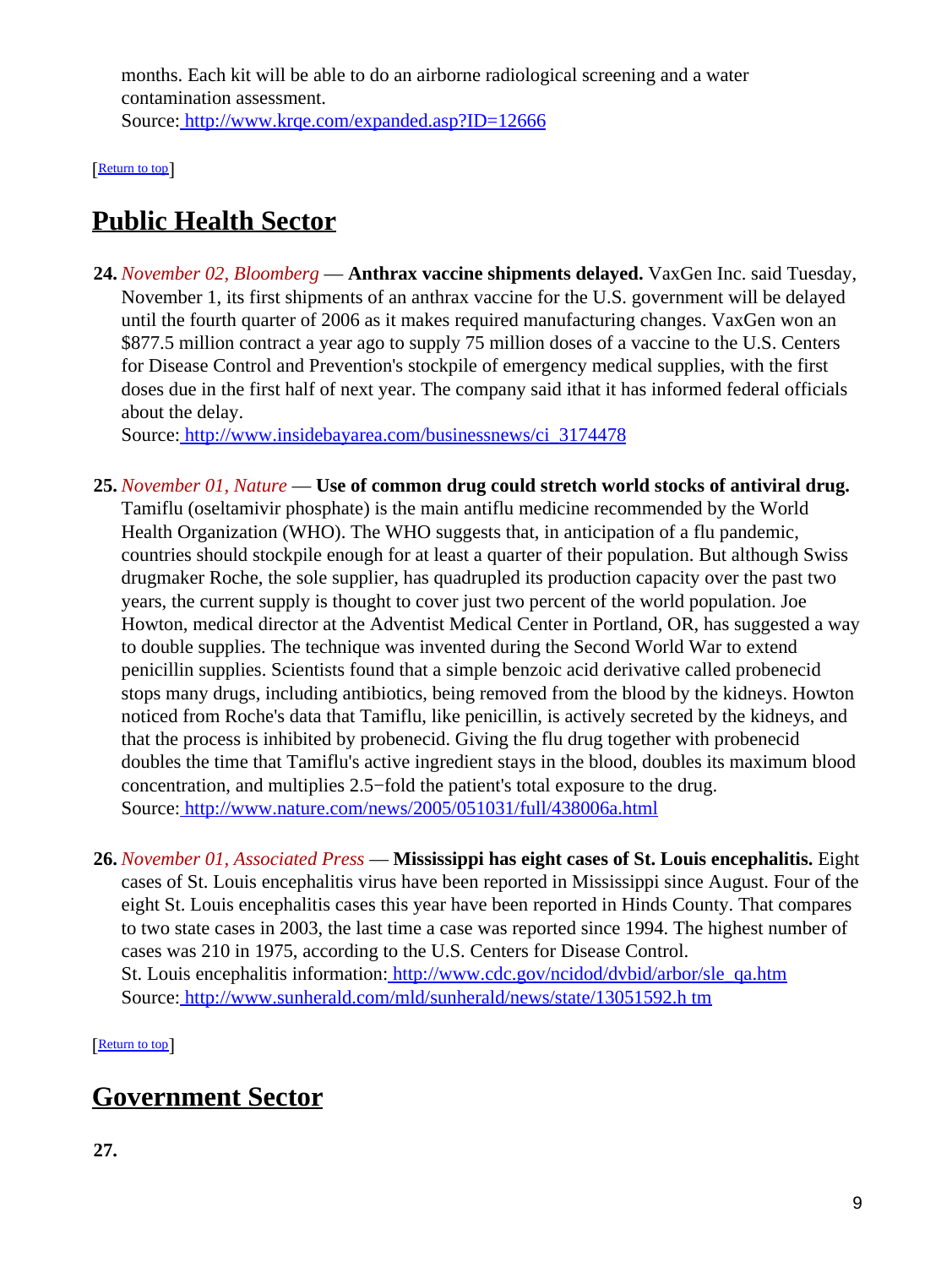months. Each kit will be able to do an airborne radiological screening and a water contamination assessment.
Source: http://www.krqe.com/expanded.asp?ID=12666

[Return to top]

# Public Health Sector

**24.** *November 02, Bloomberg* — **Anthrax vaccine shipments delayed.** VaxGen Inc. said Tuesday, November 1, its first shipments of an anthrax vaccine for the U.S. government will be delayed until the fourth quarter of 2006 as it makes required manufacturing changes. VaxGen won an $877.5 million contract a year ago to supply 75 million doses of a vaccine to the U.S. Centers for Disease Control and Prevention's stockpile of emergency medical supplies, with the first doses due in the first half of next year. The company said ithat it has informed federal officials about the delay.
Source: http://www.insidebayarea.com/businessnews/ci_3174478

**25.** *November 01, Nature* — **Use of common drug could stretch world stocks of antiviral drug.** Tamiflu (oseltamivir phosphate) is the main antiflu medicine recommended by the World Health Organization (WHO). The WHO suggests that, in anticipation of a flu pandemic, countries should stockpile enough for at least a quarter of their population. But although Swiss drugmaker Roche, the sole supplier, has quadrupled its production capacity over the past two years, the current supply is thought to cover just two percent of the world population. Joe Howton, medical director at the Adventist Medical Center in Portland, OR, has suggested a way to double supplies. The technique was invented during the Second World War to extend penicillin supplies. Scientists found that a simple benzoic acid derivative called probenecid stops many drugs, including antibiotics, being removed from the blood by the kidneys. Howton noticed from Roche's data that Tamiflu, like penicillin, is actively secreted by the kidneys, and that the process is inhibited by probenecid. Giving the flu drug together with probenecid doubles the time that Tamiflu's active ingredient stays in the blood, doubles its maximum blood concentration, and multiplies 2.5−fold the patient's total exposure to the drug.
Source: http://www.nature.com/news/2005/051031/full/438006a.html

**26.** *November 01, Associated Press* — **Mississippi has eight cases of St. Louis encephalitis.** Eight cases of St. Louis encephalitis virus have been reported in Mississippi since August. Four of the eight St. Louis encephalitis cases this year have been reported in Hinds County. That compares to two state cases in 2003, the last time a case was reported since 1994. The highest number of cases was 210 in 1975, according to the U.S. Centers for Disease Control.
St. Louis encephalitis information: http://www.cdc.gov/ncidod/dvbid/arbor/sle_qa.htm
Source: http://www.sunherald.com/mld/sunherald/news/state/13051592.h tm

[Return to top]

# Government Sector

**27.**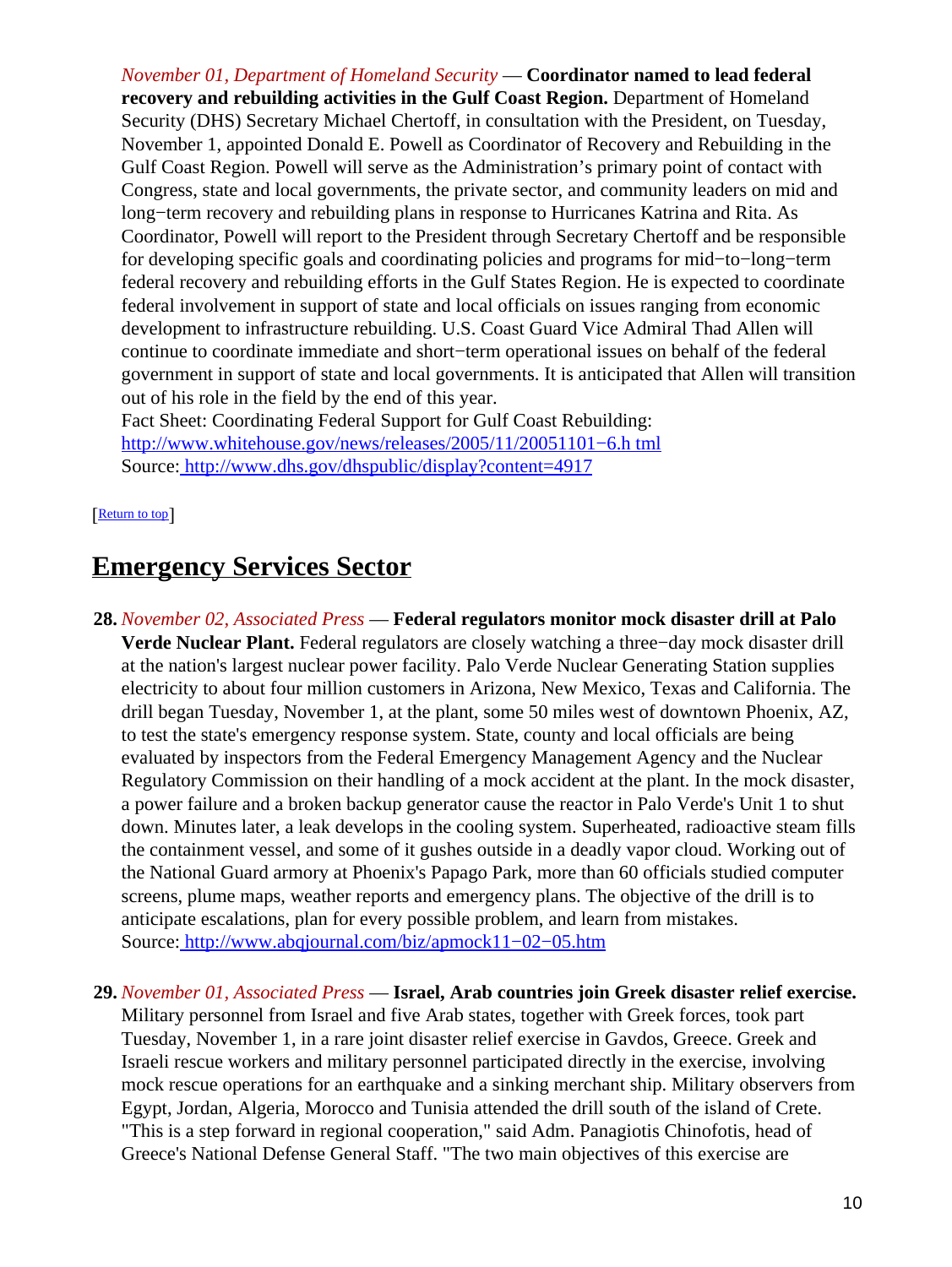*November 01, Department of Homeland Security* — **Coordinator named to lead federal recovery and rebuilding activities in the Gulf Coast Region.** Department of Homeland Security (DHS) Secretary Michael Chertoff, in consultation with the President, on Tuesday, November 1, appointed Donald E. Powell as Coordinator of Recovery and Rebuilding in the Gulf Coast Region. Powell will serve as the Administration's primary point of contact with Congress, state and local governments, the private sector, and community leaders on mid and long−term recovery and rebuilding plans in response to Hurricanes Katrina and Rita. As Coordinator, Powell will report to the President through Secretary Chertoff and be responsible for developing specific goals and coordinating policies and programs for mid−to−long−term federal recovery and rebuilding efforts in the Gulf States Region. He is expected to coordinate federal involvement in support of state and local officials on issues ranging from economic development to infrastructure rebuilding. U.S. Coast Guard Vice Admiral Thad Allen will continue to coordinate immediate and short−term operational issues on behalf of the federal government in support of state and local governments. It is anticipated that Allen will transition out of his role in the field by the end of this year.
Fact Sheet: Coordinating Federal Support for Gulf Coast Rebuilding: http://www.whitehouse.gov/news/releases/2005/11/20051101−6.h tml
Source: http://www.dhs.gov/dhspublic/display?content=4917

[Return to top]

## Emergency Services Sector

28. *November 02, Associated Press* — **Federal regulators monitor mock disaster drill at Palo Verde Nuclear Plant.** Federal regulators are closely watching a three−day mock disaster drill at the nation's largest nuclear power facility. Palo Verde Nuclear Generating Station supplies electricity to about four million customers in Arizona, New Mexico, Texas and California. The drill began Tuesday, November 1, at the plant, some 50 miles west of downtown Phoenix, AZ, to test the state's emergency response system. State, county and local officials are being evaluated by inspectors from the Federal Emergency Management Agency and the Nuclear Regulatory Commission on their handling of a mock accident at the plant. In the mock disaster, a power failure and a broken backup generator cause the reactor in Palo Verde's Unit 1 to shut down. Minutes later, a leak develops in the cooling system. Superheated, radioactive steam fills the containment vessel, and some of it gushes outside in a deadly vapor cloud. Working out of the National Guard armory at Phoenix's Papago Park, more than 60 officials studied computer screens, plume maps, weather reports and emergency plans. The objective of the drill is to anticipate escalations, plan for every possible problem, and learn from mistakes.
Source: http://www.abqjournal.com/biz/apmock11−02−05.htm

29. *November 01, Associated Press* — **Israel, Arab countries join Greek disaster relief exercise.** Military personnel from Israel and five Arab states, together with Greek forces, took part Tuesday, November 1, in a rare joint disaster relief exercise in Gavdos, Greece. Greek and Israeli rescue workers and military personnel participated directly in the exercise, involving mock rescue operations for an earthquake and a sinking merchant ship. Military observers from Egypt, Jordan, Algeria, Morocco and Tunisia attended the drill south of the island of Crete. "This is a step forward in regional cooperation," said Adm. Panagiotis Chinofotis, head of Greece's National Defense General Staff. "The two main objectives of this exercise are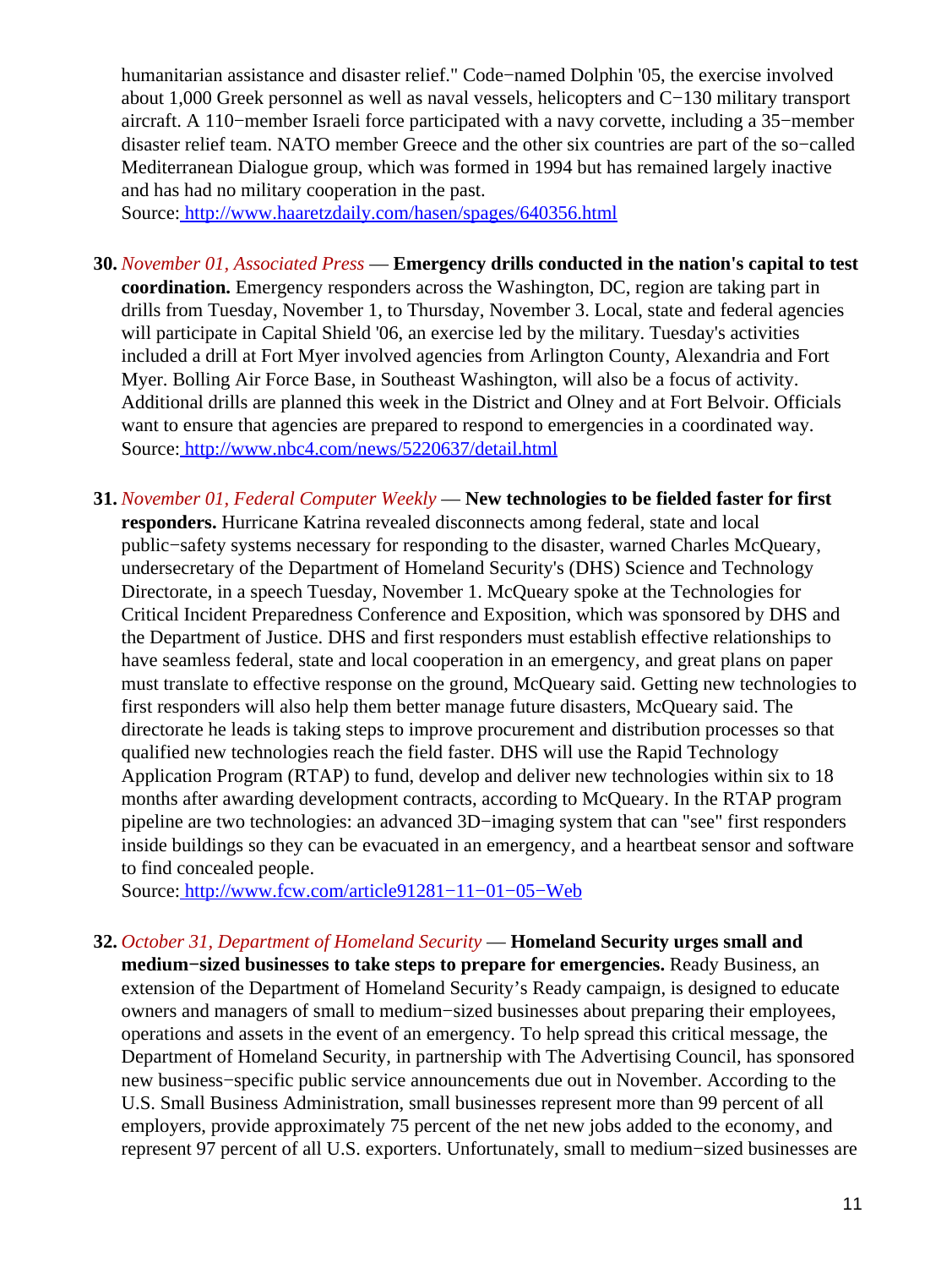humanitarian assistance and disaster relief." Code−named Dolphin '05, the exercise involved about 1,000 Greek personnel as well as naval vessels, helicopters and C−130 military transport aircraft. A 110−member Israeli force participated with a navy corvette, including a 35−member disaster relief team. NATO member Greece and the other six countries are part of the so−called Mediterranean Dialogue group, which was formed in 1994 but has remained largely inactive and has had no military cooperation in the past.
Source: http://www.haaretzdaily.com/hasen/spages/640356.html

30. *November 01, Associated Press* — **Emergency drills conducted in the nation's capital to test coordination.** Emergency responders across the Washington, DC, region are taking part in drills from Tuesday, November 1, to Thursday, November 3. Local, state and federal agencies will participate in Capital Shield '06, an exercise led by the military. Tuesday's activities included a drill at Fort Myer involved agencies from Arlington County, Alexandria and Fort Myer. Bolling Air Force Base, in Southeast Washington, will also be a focus of activity. Additional drills are planned this week in the District and Olney and at Fort Belvoir. Officials want to ensure that agencies are prepared to respond to emergencies in a coordinated way.
Source: http://www.nbc4.com/news/5220637/detail.html

31. *November 01, Federal Computer Weekly* — **New technologies to be fielded faster for first responders.** Hurricane Katrina revealed disconnects among federal, state and local public−safety systems necessary for responding to the disaster, warned Charles McQueary, undersecretary of the Department of Homeland Security's (DHS) Science and Technology Directorate, in a speech Tuesday, November 1. McQueary spoke at the Technologies for Critical Incident Preparedness Conference and Exposition, which was sponsored by DHS and the Department of Justice. DHS and first responders must establish effective relationships to have seamless federal, state and local cooperation in an emergency, and great plans on paper must translate to effective response on the ground, McQueary said. Getting new technologies to first responders will also help them better manage future disasters, McQueary said. The directorate he leads is taking steps to improve procurement and distribution processes so that qualified new technologies reach the field faster. DHS will use the Rapid Technology Application Program (RTAP) to fund, develop and deliver new technologies within six to 18 months after awarding development contracts, according to McQueary. In the RTAP program pipeline are two technologies: an advanced 3D−imaging system that can "see" first responders inside buildings so they can be evacuated in an emergency, and a heartbeat sensor and software to find concealed people.
Source: http://www.fcw.com/article91281−11−01−05−Web

32. *October 31, Department of Homeland Security* — **Homeland Security urges small and medium−sized businesses to take steps to prepare for emergencies.** Ready Business, an extension of the Department of Homeland Security's Ready campaign, is designed to educate owners and managers of small to medium−sized businesses about preparing their employees, operations and assets in the event of an emergency. To help spread this critical message, the Department of Homeland Security, in partnership with The Advertising Council, has sponsored new business−specific public service announcements due out in November. According to the U.S. Small Business Administration, small businesses represent more than 99 percent of all employers, provide approximately 75 percent of the net new jobs added to the economy, and represent 97 percent of all U.S. exporters. Unfortunately, small to medium−sized businesses are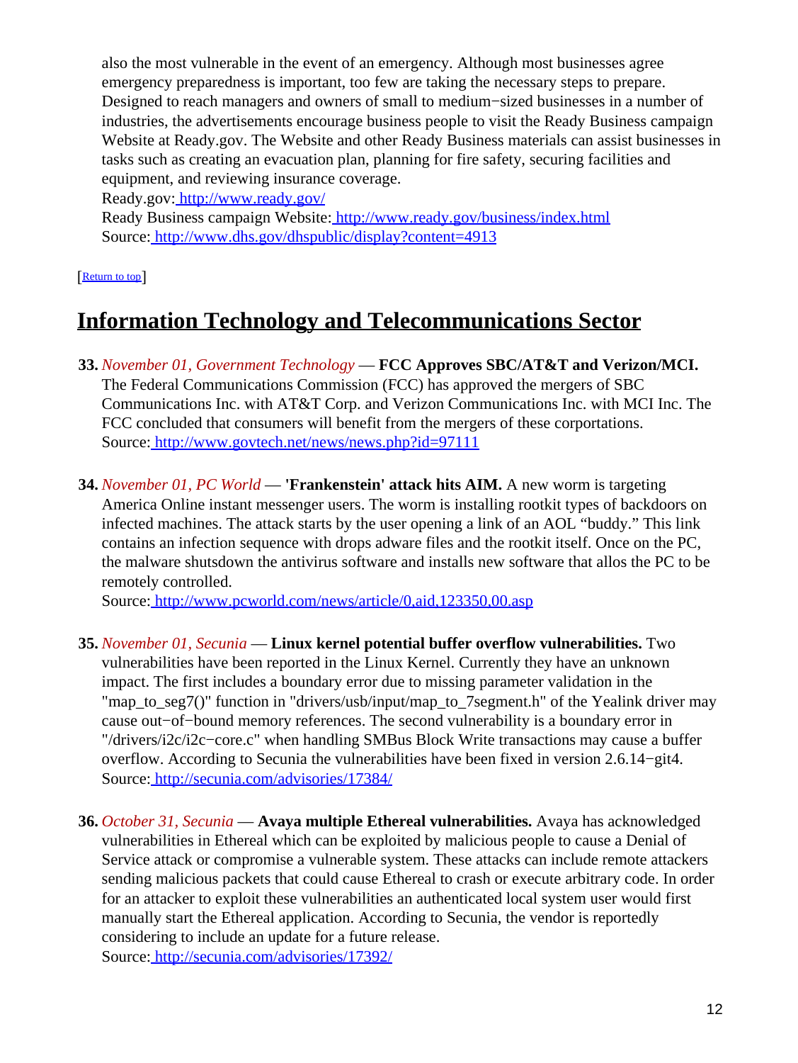also the most vulnerable in the event of an emergency. Although most businesses agree emergency preparedness is important, too few are taking the necessary steps to prepare. Designed to reach managers and owners of small to medium−sized businesses in a number of industries, the advertisements encourage business people to visit the Ready Business campaign Website at Ready.gov. The Website and other Ready Business materials can assist businesses in tasks such as creating an evacuation plan, planning for fire safety, securing facilities and equipment, and reviewing insurance coverage.

Ready.gov: http://www.ready.gov/

Ready Business campaign Website: http://www.ready.gov/business/index.html

Source: http://www.dhs.gov/dhspublic/display?content=4913

[Return to top]

## Information Technology and Telecommunications Sector

**33.** *November 01, Government Technology* — **FCC Approves SBC/AT&T and Verizon/MCI.** The Federal Communications Commission (FCC) has approved the mergers of SBC Communications Inc. with AT&T Corp. and Verizon Communications Inc. with MCI Inc. The FCC concluded that consumers will benefit from the mergers of these corportations.

Source: http://www.govtech.net/news/news.php?id=97111

**34.** *November 01, PC World* — **'Frankenstein' attack hits AIM.** A new worm is targeting America Online instant messenger users. The worm is installing rootkit types of backdoors on infected machines. The attack starts by the user opening a link of an AOL "buddy." This link contains an infection sequence with drops adware files and the rootkit itself. Once on the PC, the malware shutsdown the antivirus software and installs new software that allos the PC to be remotely controlled.

Source: http://www.pcworld.com/news/article/0,aid,123350,00.asp

**35.** *November 01, Secunia* — **Linux kernel potential buffer overflow vulnerabilities.** Two vulnerabilities have been reported in the Linux Kernel. Currently they have an unknown impact. The first includes a boundary error due to missing parameter validation in the "map_to_seg7()" function in "drivers/usb/input/map_to_7segment.h" of the Yealink driver may cause out−of−bound memory references. The second vulnerability is a boundary error in "/drivers/i2c/i2c−core.c" when handling SMBus Block Write transactions may cause a buffer overflow. According to Secunia the vulnerabilities have been fixed in version 2.6.14−git4.

Source: http://secunia.com/advisories/17384/

**36.** *October 31, Secunia* — **Avaya multiple Ethereal vulnerabilities.** Avaya has acknowledged vulnerabilities in Ethereal which can be exploited by malicious people to cause a Denial of Service attack or compromise a vulnerable system. These attacks can include remote attackers sending malicious packets that could cause Ethereal to crash or execute arbitrary code. In order for an attacker to exploit these vulnerabilities an authenticated local system user would first manually start the Ethereal application. According to Secunia, the vendor is reportedly considering to include an update for a future release.

Source: http://secunia.com/advisories/17392/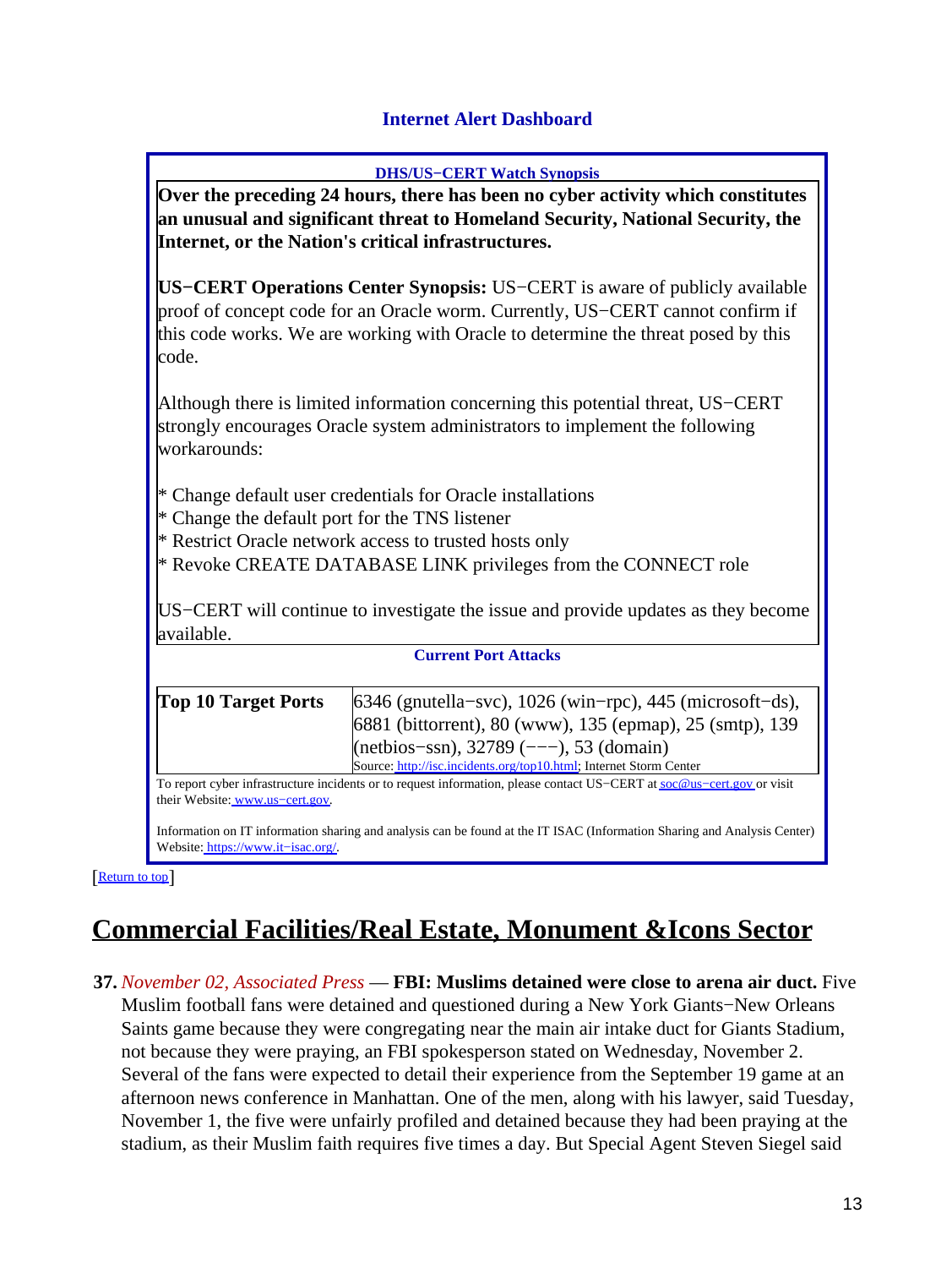## Internet Alert Dashboard

**DHS/US−CERT Watch Synopsis**

**Over the preceding 24 hours, there has been no cyber activity which constitutes an unusual and significant threat to Homeland Security, National Security, the Internet, or the Nation's critical infrastructures.**

**US−CERT Operations Center Synopsis:** US−CERT is aware of publicly available proof of concept code for an Oracle worm. Currently, US−CERT cannot confirm if this code works. We are working with Oracle to determine the threat posed by this code.

Although there is limited information concerning this potential threat, US−CERT strongly encourages Oracle system administrators to implement the following workarounds:

* Change default user credentials for Oracle installations
* Change the default port for the TNS listener
* Restrict Oracle network access to trusted hosts only
* Revoke CREATE DATABASE LINK privileges from the CONNECT role

US−CERT will continue to investigate the issue and provide updates as they become available.

**Current Port Attacks**

| **Top 10 Target Ports** | 6346 (gnutella−svc), 1026 (win−rpc), 445 (microsoft−ds), 6881 (bittorrent), 80 (www), 135 (epmap), 25 (smtp), 139 (netbios−ssn), 32789 (−−−), 53 (domain)<br>Source: http://isc.incidents.org/top10.html; Internet Storm Center |
|---|---|

To report cyber infrastructure incidents or to request information, please contact US−CERT at soc@us−cert.gov or visit their Website: www.us−cert.gov.

Information on IT information sharing and analysis can be found at the IT ISAC (Information Sharing and Analysis Center) Website: https://www.it−isac.org/.

[Return to top]

# Commercial Facilities/Real Estate, Monument &Icons Sector

**37.** *November 02, Associated Press* — **FBI: Muslims detained were close to arena air duct.** Five Muslim football fans were detained and questioned during a New York Giants−New Orleans Saints game because they were congregating near the main air intake duct for Giants Stadium, not because they were praying, an FBI spokesperson stated on Wednesday, November 2. Several of the fans were expected to detail their experience from the September 19 game at an afternoon news conference in Manhattan. One of the men, along with his lawyer, said Tuesday, November 1, the five were unfairly profiled and detained because they had been praying at the stadium, as their Muslim faith requires five times a day. But Special Agent Steven Siegel said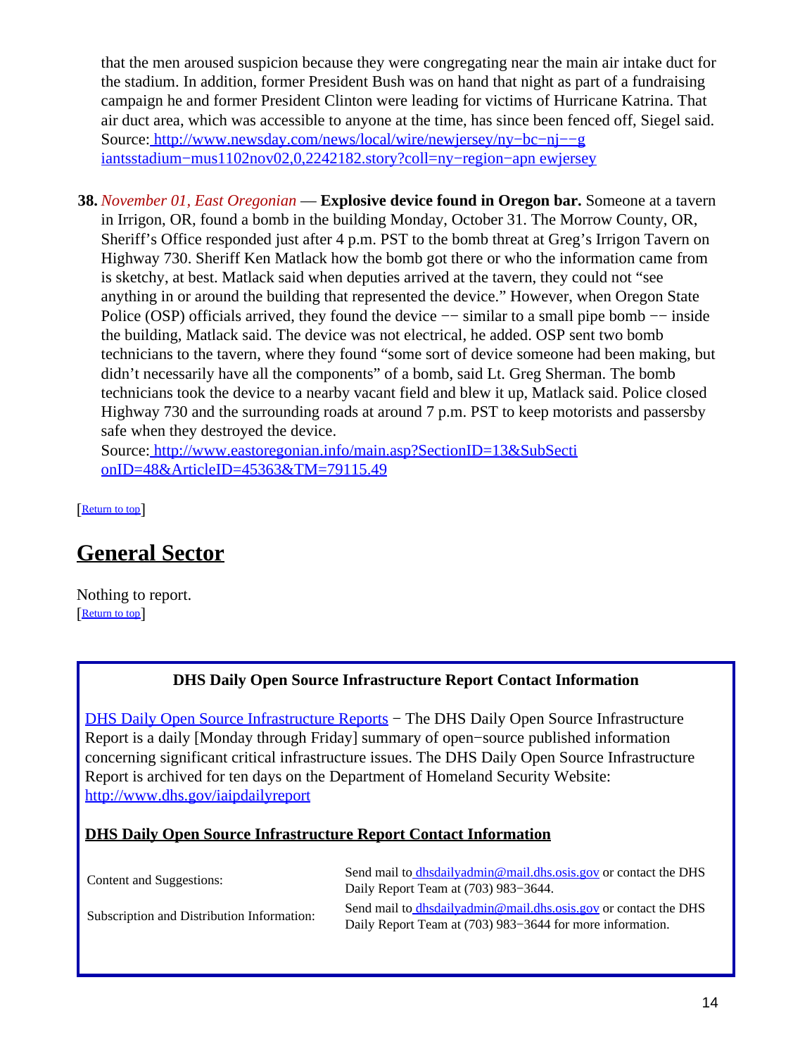that the men aroused suspicion because they were congregating near the main air intake duct for the stadium. In addition, former President Bush was on hand that night as part of a fundraising campaign he and former President Clinton were leading for victims of Hurricane Katrina. That air duct area, which was accessible to anyone at the time, has since been fenced off, Siegel said. Source: http://www.newsday.com/news/local/wire/newjersey/ny−bc−nj−−giantsstadium−mus1102nov02,0,2242182.story?coll=ny−region−apn ewjersey

**38.** *November 01, East Oregonian* — **Explosive device found in Oregon bar.** Someone at a tavern in Irrigon, OR, found a bomb in the building Monday, October 31. The Morrow County, OR, Sheriff's Office responded just after 4 p.m. PST to the bomb threat at Greg's Irrigon Tavern on Highway 730. Sheriff Ken Matlack how the bomb got there or who the information came from is sketchy, at best. Matlack said when deputies arrived at the tavern, they could not "see anything in or around the building that represented the device." However, when Oregon State Police (OSP) officials arrived, they found the device −− similar to a small pipe bomb −− inside the building, Matlack said. The device was not electrical, he added. OSP sent two bomb technicians to the tavern, where they found "some sort of device someone had been making, but didn't necessarily have all the components" of a bomb, said Lt. Greg Sherman. The bomb technicians took the device to a nearby vacant field and blew it up, Matlack said. Police closed Highway 730 and the surrounding roads at around 7 p.m. PST to keep motorists and passersby safe when they destroyed the device.
Source: http://www.eastoregonian.info/main.asp?SectionID=13&SubSectionID=48&ArticleID=45363&TM=79115.49

[Return to top]

## General Sector

Nothing to report.
[Return to top]

### DHS Daily Open Source Infrastructure Report Contact Information

DHS Daily Open Source Infrastructure Reports − The DHS Daily Open Source Infrastructure Report is a daily [Monday through Friday] summary of open−source published information concerning significant critical infrastructure issues. The DHS Daily Open Source Infrastructure Report is archived for ten days on the Department of Homeland Security Website: http://www.dhs.gov/iaipdailyreport

**DHS Daily Open Source Infrastructure Report Contact Information**

| | |
|---|---|
| Content and Suggestions: | Send mail to dhsdailyadmin@mail.dhs.osis.gov or contact the DHS Daily Report Team at (703) 983−3644. |
| Subscription and Distribution Information: | Send mail to dhsdailyadmin@mail.dhs.osis.gov or contact the DHS Daily Report Team at (703) 983−3644 for more information. |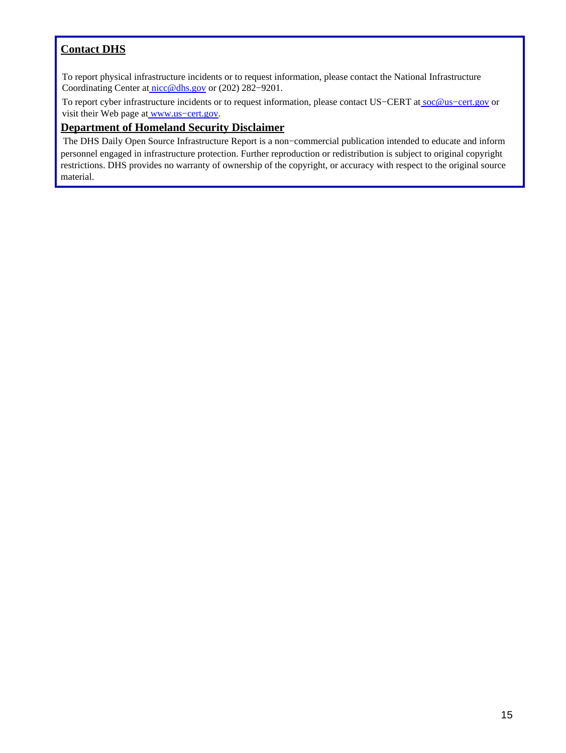## Contact DHS

To report physical infrastructure incidents or to request information, please contact the National Infrastructure Coordinating Center at nicc@dhs.gov or (202) 282−9201.

To report cyber infrastructure incidents or to request information, please contact US−CERT at soc@us−cert.gov or visit their Web page at www.us−cert.gov.

## Department of Homeland Security Disclaimer

The DHS Daily Open Source Infrastructure Report is a non−commercial publication intended to educate and inform personnel engaged in infrastructure protection. Further reproduction or redistribution is subject to original copyright restrictions. DHS provides no warranty of ownership of the copyright, or accuracy with respect to the original source material.